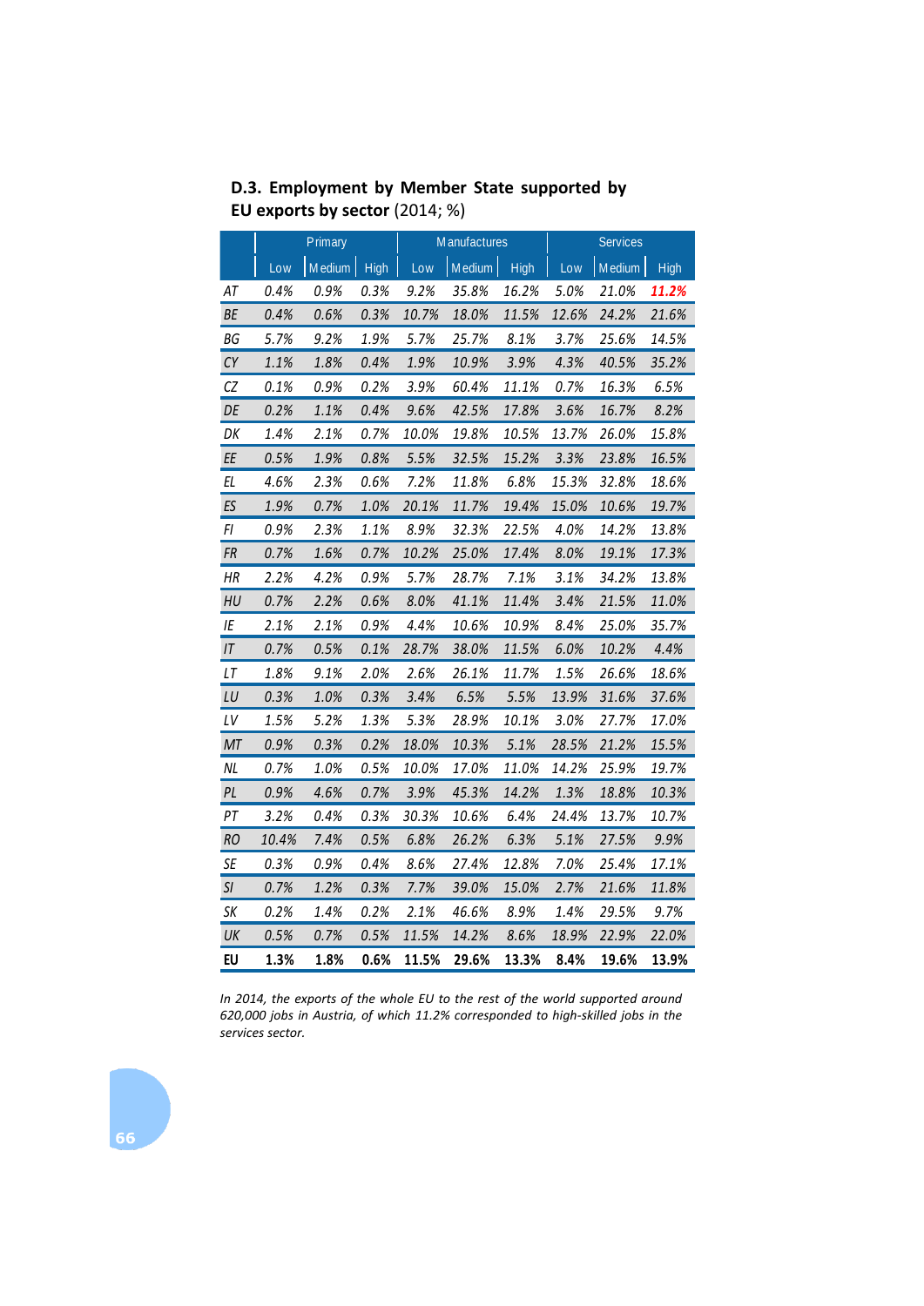### **D.3. Employment by Member State supported by EU exports by sector** (2014; %)

| | Primary | | | Manufactures | | | Services | | |
|---|---|---|---|---|---|---|---|---|---|
| | Low | Medium | High | Low | Medium | High | Low | Medium | High |
| *AT* | *0.4%* | *0.9%* | *0.3%* | *9.2%* | *35.8%* | *16.2%* | *5.0%* | *21.0%* | ***11.2%*** |
| *BE* | *0.4%* | *0.6%* | *0.3%* | *10.7%* | *18.0%* | *11.5%* | *12.6%* | *24.2%* | *21.6%* |
| *BG* | *5.7%* | *9.2%* | *1.9%* | *5.7%* | *25.7%* | *8.1%* | *3.7%* | *25.6%* | *14.5%* |
| *CY* | *1.1%* | *1.8%* | *0.4%* | *1.9%* | *10.9%* | *3.9%* | *4.3%* | *40.5%* | *35.2%* |
| *CZ* | *0.1%* | *0.9%* | *0.2%* | *3.9%* | *60.4%* | *11.1%* | *0.7%* | *16.3%* | *6.5%* |
| *DE* | *0.2%* | *1.1%* | *0.4%* | *9.6%* | *42.5%* | *17.8%* | *3.6%* | *16.7%* | *8.2%* |
| *DK* | *1.4%* | *2.1%* | *0.7%* | *10.0%* | *19.8%* | *10.5%* | *13.7%* | *26.0%* | *15.8%* |
| *EE* | *0.5%* | *1.9%* | *0.8%* | *5.5%* | *32.5%* | *15.2%* | *3.3%* | *23.8%* | *16.5%* |
| *EL* | *4.6%* | *2.3%* | *0.6%* | *7.2%* | *11.8%* | *6.8%* | *15.3%* | *32.8%* | *18.6%* |
| *ES* | *1.9%* | *0.7%* | *1.0%* | *20.1%* | *11.7%* | *19.4%* | *15.0%* | *10.6%* | *19.7%* |
| *FI* | *0.9%* | *2.3%* | *1.1%* | *8.9%* | *32.3%* | *22.5%* | *4.0%* | *14.2%* | *13.8%* |
| *FR* | *0.7%* | *1.6%* | *0.7%* | *10.2%* | *25.0%* | *17.4%* | *8.0%* | *19.1%* | *17.3%* |
| *HR* | *2.2%* | *4.2%* | *0.9%* | *5.7%* | *28.7%* | *7.1%* | *3.1%* | *34.2%* | *13.8%* |
| *HU* | *0.7%* | *2.2%* | *0.6%* | *8.0%* | *41.1%* | *11.4%* | *3.4%* | *21.5%* | *11.0%* |
| *IE* | *2.1%* | *2.1%* | *0.9%* | *4.4%* | *10.6%* | *10.9%* | *8.4%* | *25.0%* | *35.7%* |
| *IT* | *0.7%* | *0.5%* | *0.1%* | *28.7%* | *38.0%* | *11.5%* | *6.0%* | *10.2%* | *4.4%* |
| *LT* | *1.8%* | *9.1%* | *2.0%* | *2.6%* | *26.1%* | *11.7%* | *1.5%* | *26.6%* | *18.6%* |
| *LU* | *0.3%* | *1.0%* | *0.3%* | *3.4%* | *6.5%* | *5.5%* | *13.9%* | *31.6%* | *37.6%* |
| *LV* | *1.5%* | *5.2%* | *1.3%* | *5.3%* | *28.9%* | *10.1%* | *3.0%* | *27.7%* | *17.0%* |
| *MT* | *0.9%* | *0.3%* | *0.2%* | *18.0%* | *10.3%* | *5.1%* | *28.5%* | *21.2%* | *15.5%* |
| *NL* | *0.7%* | *1.0%* | *0.5%* | *10.0%* | *17.0%* | *11.0%* | *14.2%* | *25.9%* | *19.7%* |
| *PL* | *0.9%* | *4.6%* | *0.7%* | *3.9%* | *45.3%* | *14.2%* | *1.3%* | *18.8%* | *10.3%* |
| *PT* | *3.2%* | *0.4%* | *0.3%* | *30.3%* | *10.6%* | *6.4%* | *24.4%* | *13.7%* | *10.7%* |
| *RO* | *10.4%* | *7.4%* | *0.5%* | *6.8%* | *26.2%* | *6.3%* | *5.1%* | *27.5%* | *9.9%* |
| *SE* | *0.3%* | *0.9%* | *0.4%* | *8.6%* | *27.4%* | *12.8%* | *7.0%* | *25.4%* | *17.1%* |
| *SI* | *0.7%* | *1.2%* | *0.3%* | *7.7%* | *39.0%* | *15.0%* | *2.7%* | *21.6%* | *11.8%* |
| *SK* | *0.2%* | *1.4%* | *0.2%* | *2.1%* | *46.6%* | *8.9%* | *1.4%* | *29.5%* | *9.7%* |
| *UK* | *0.5%* | *0.7%* | *0.5%* | *11.5%* | *14.2%* | *8.6%* | *18.9%* | *22.9%* | *22.0%* |
| **EU** | **1.3%** | **1.8%** | **0.6%** | **11.5%** | **29.6%** | **13.3%** | **8.4%** | **19.6%** | **13.9%** |

*In 2014, the exports of the whole EU to the rest of the world supported around 620,000 jobs in Austria, of which 11.2% corresponded to high-skilled jobs in the services sector.*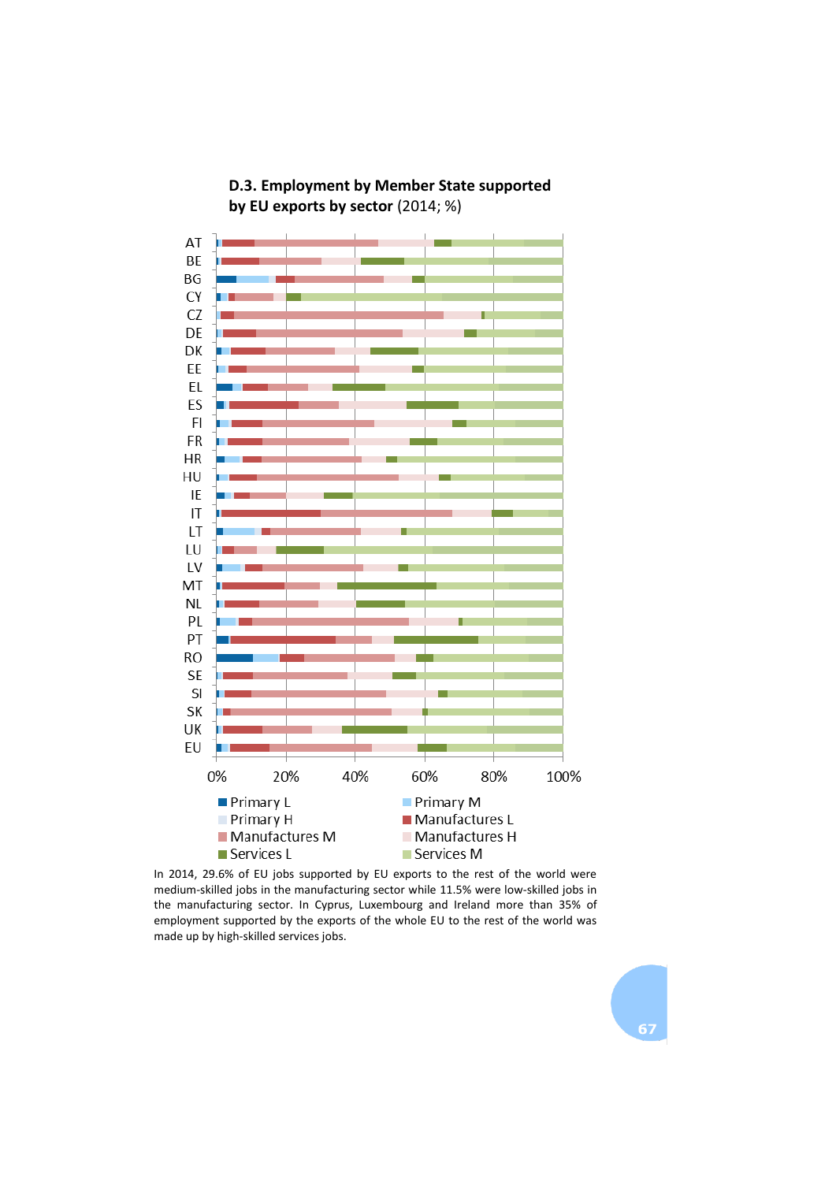**D.3. Employment by Member State supported by EU exports by sector** (2014; %)

AT
BE
BG
CY
CZ
DE
DK
EE
EL
ES
FI
FR
HR
HU
IE
IT
LT
LU
LV
MT
NL
PL
PT
RO
SE
SI
SK
UK
EU

0%
20%
40%
60%
80%
100%

Primary L
Primary M
Primary H
Manufactures L
Manufactures M
Manufactures H
Services L
Services M

In 2014, 29.6% of EU jobs supported by EU exports to the rest of the world were medium-skilled jobs in the manufacturing sector while 11.5% were low-skilled jobs in the manufacturing sector. In Cyprus, Luxembourg and Ireland more than 35% of employment supported by the exports of the whole EU to the rest of the world was made up by high-skilled services jobs.